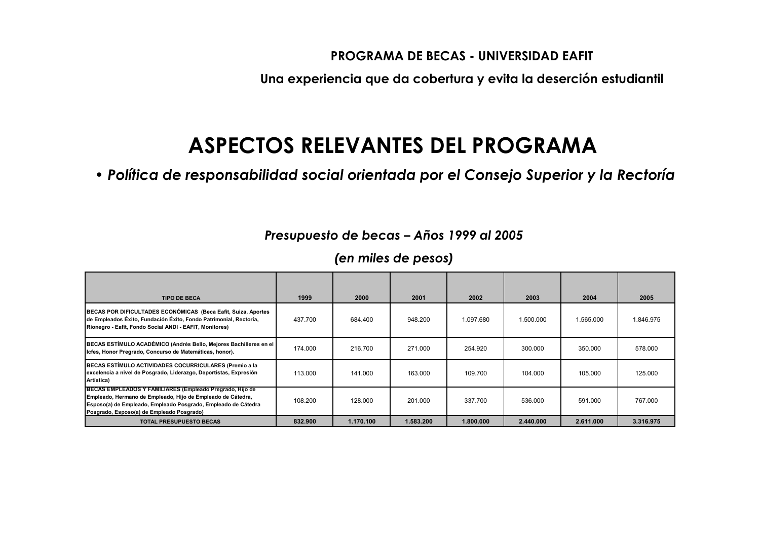**PROGRAMA DE BECAS - UNIVERSIDAD EAFIT**

**Una experiencia que da cobertura y evita la deserción estudiantil**

# ASPECTOS RELEVANTES DEL PROGRAMA

• ***Política de responsabilidad social orientada por el Consejo Superior y la Rectoría***

***Presupuesto de becas – Años 1999 al 2005***

***(en miles de pesos)***

| TIPO DE BECA | 1999 | 2000 | 2001 | 2002 | 2003 | 2004 | 2005 |
|---|---|---|---|---|---|---|---|
| **BECAS POR DIFICULTADES ECONÓMICAS (Beca Eafit, Suiza, Aportes de Empleados Éxito, Fundación Éxito, Fondo Patrimonial, Rectoría, Rionegro - Eafit, Fondo Social ANDI - EAFIT, Monitores)** | 437.700 | 684.400 | 948.200 | 1.097.680 | 1.500.000 | 1.565.000 | 1.846.975 |
| **BECAS ESTÍMULO ACADÉMICO (Andrés Bello, Mejores Bachilleres en el Icfes, Honor Pregrado, Concurso de Matemáticas, honor).** | 174.000 | 216.700 | 271.000 | 254.920 | 300.000 | 350.000 | 578.000 |
| **BECAS ESTÍMULO ACTIVIDADES COCURRICULARES (Premio a la excelencia a nivel de Posgrado, Liderazgo, Deportistas, Expresión Artística)** | 113.000 | 141.000 | 163.000 | 109.700 | 104.000 | 105.000 | 125.000 |
| **BECAS EMPLEADOS Y FAMILIARES (Empleado Pregrado, Hijo de Empleado, Hermano de Empleado, Hijo de Empleado de Cátedra, Esposo(a) de Empleado, Empleado Posgrado, Empleado de Cátedra Posgrado, Esposo(a) de Empleado Posgrado)** | 108.200 | 128.000 | 201.000 | 337.700 | 536.000 | 591.000 | 767.000 |
| **TOTAL PRESUPUESTO BECAS** | **832.900** | **1.170.100** | **1.583.200** | **1.800.000** | **2.440.000** | **2.611.000** | **3.316.975** |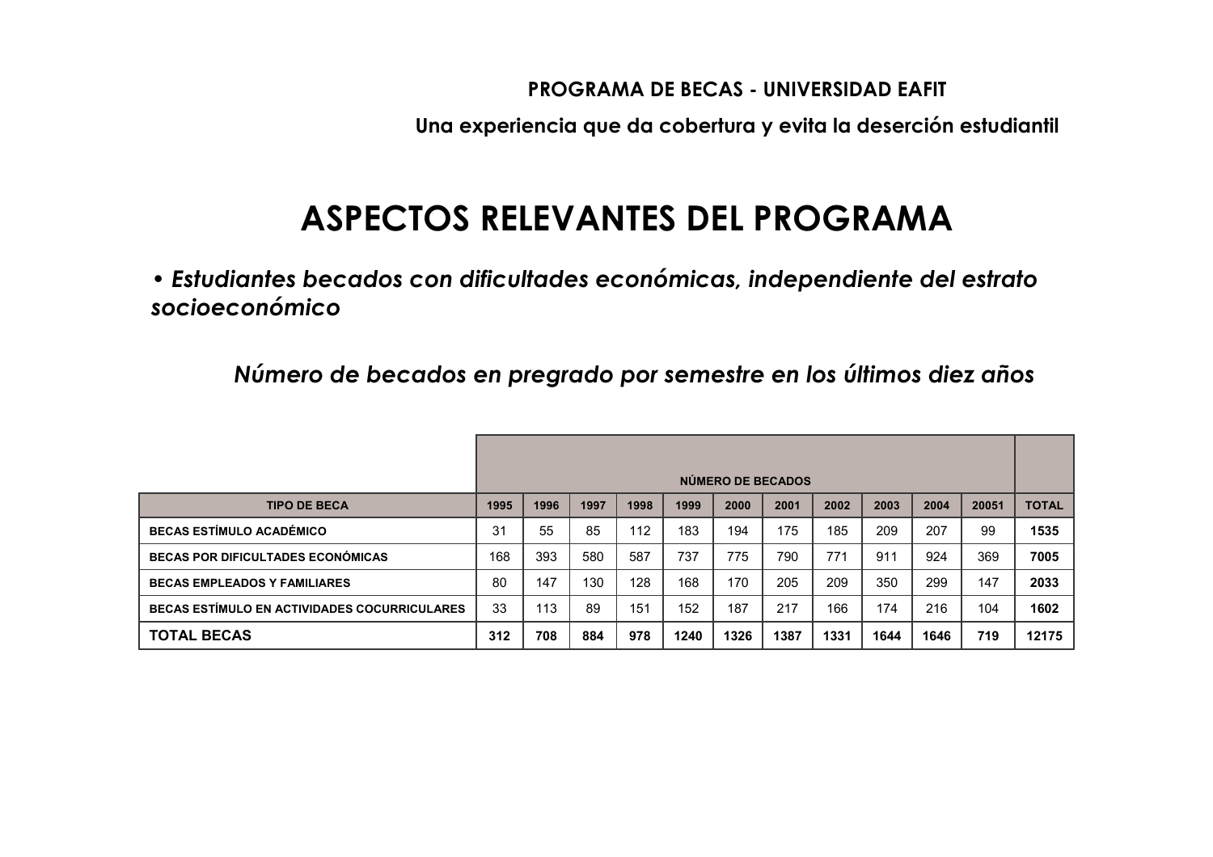# ASPECTOS RELEVANTES DEL PROGRAMA

• ***Estudiantes becados con dificultades económicas, independiente del estrato socioeconómico***

### *Número de becados en pregrado por semestre en los últimos diez años*

| | NÚMERO DE BECADOS | | | | | | | | | | | |
|---|---|---|---|---|---|---|---|---|---|---|---|---|
| **TIPO DE BECA** | **1995** | **1996** | **1997** | **1998** | **1999** | **2000** | **2001** | **2002** | **2003** | **2004** | **20051** | **TOTAL** |
| **BECAS ESTÍMULO ACADÉMICO** | 31 | 55 | 85 | 112 | 183 | 194 | 175 | 185 | 209 | 207 | 99 | **1535** |
| **BECAS POR DIFICULTADES ECONÓMICAS** | 168 | 393 | 580 | 587 | 737 | 775 | 790 | 771 | 911 | 924 | 369 | **7005** |
| **BECAS EMPLEADOS Y FAMILIARES** | 80 | 147 | 130 | 128 | 168 | 170 | 205 | 209 | 350 | 299 | 147 | **2033** |
| **BECAS ESTÍMULO EN ACTIVIDADES COCURRICULARES** | 33 | 113 | 89 | 151 | 152 | 187 | 217 | 166 | 174 | 216 | 104 | **1602** |
| **TOTAL BECAS** | **312** | **708** | **884** | **978** | **1240** | **1326** | **1387** | **1331** | **1644** | **1646** | **719** | **12175** |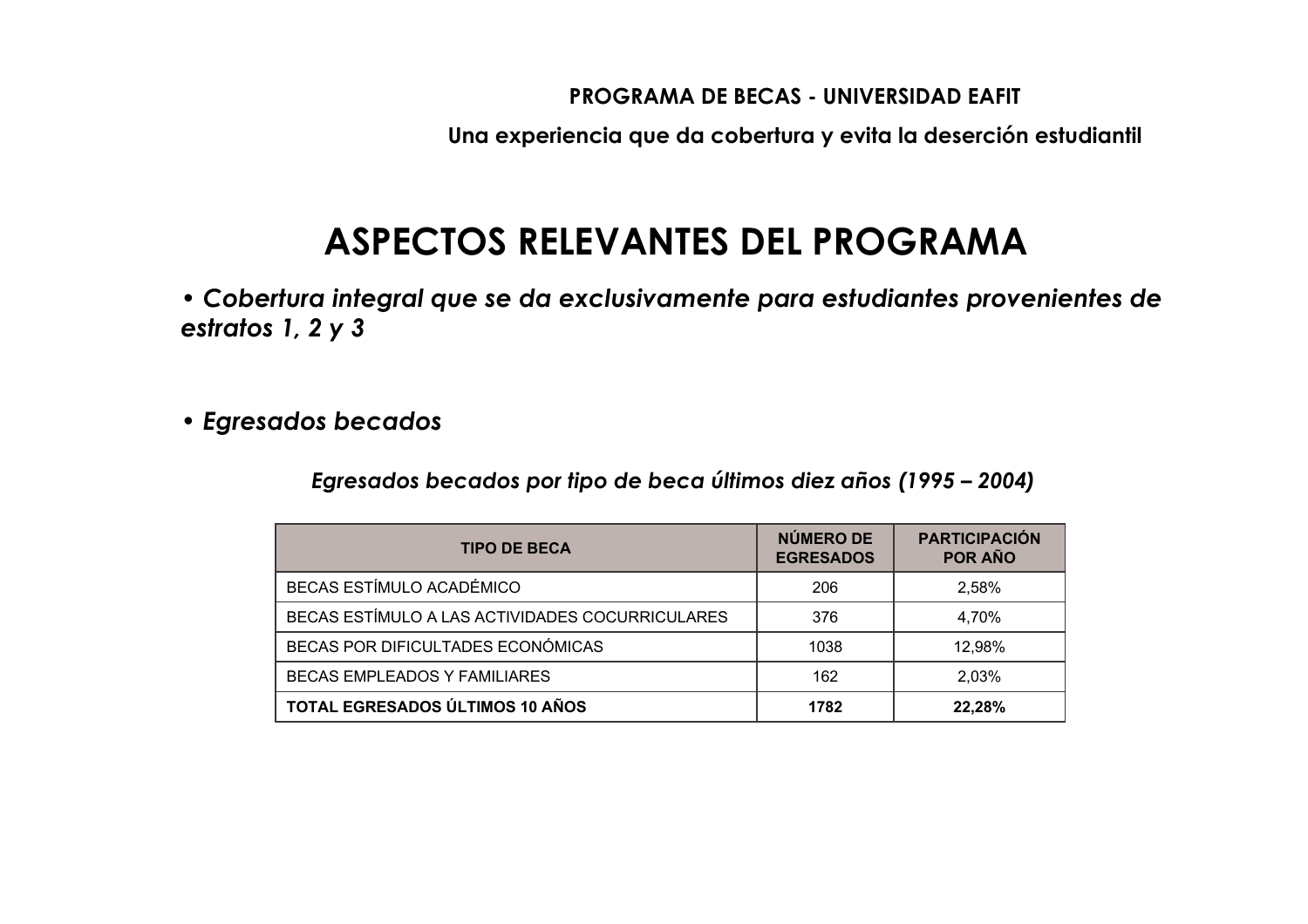# ASPECTOS RELEVANTES DEL PROGRAMA

- ***Cobertura integral que se da exclusivamente para estudiantes provenientes de estratos 1, 2 y 3***

- ***Egresados becados***

***Egresados becados por tipo de beca últimos diez años (1995 – 2004)***

| TIPO DE BECA | NÚMERO DE EGRESADOS | PARTICIPACIÓN POR AÑO |
|---|---|---|
| BECAS ESTÍMULO ACADÉMICO | 206 | 2,58% |
| BECAS ESTÍMULO A LAS ACTIVIDADES COCURRICULARES | 376 | 4,70% |
| BECAS POR DIFICULTADES ECONÓMICAS | 1038 | 12,98% |
| BECAS EMPLEADOS Y FAMILIARES | 162 | 2,03% |
| **TOTAL EGRESADOS ÚLTIMOS 10 AÑOS** | **1782** | **22,28%** |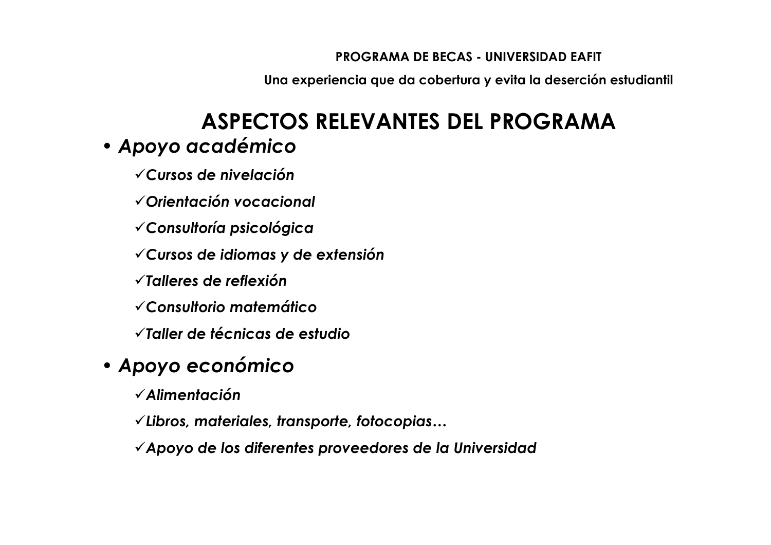# ASPECTS RELEVANTES DEL PROGRAMA

- ***Apoyo académico***
  - ✓ ***Cursos de nivelación***
  - ✓ ***Orientación vocacional***
  - ✓ ***Consultoría psicológica***
  - ✓ ***Cursos de idiomas y de extensión***
  - ✓ ***Talleres de reflexión***
  - ✓ ***Consultorio matemático***
  - ✓ ***Taller de técnicas de estudio***
- ***Apoyo económico***
  - ✓ ***Alimentación***
  - ✓ ***Libros, materiales, transporte, fotocopias…***
  - ✓ ***Apoyo de los diferentes proveedores de la Universidad***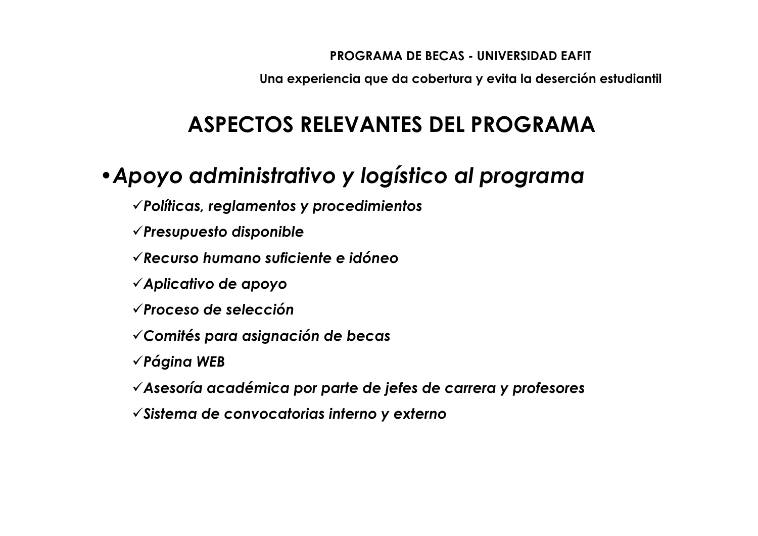# ASPECTOS RELEVANTES DEL PROGRAMA

- ***Apoyo administrativo y logístico al programa***
  - ✓***Políticas, reglamentos y procedimientos***
  - ✓***Presupuesto disponible***
  - ✓***Recurso humano suficiente e idóneo***
  - ✓***Aplicativo de apoyo***
  - ✓***Proceso de selección***
  - ✓***Comités para asignación de becas***
  - ✓***Página WEB***
  - ✓***Asesoría académica por parte de jefes de carrera y profesores***
  - ✓***Sistema de convocatorias interno y externo***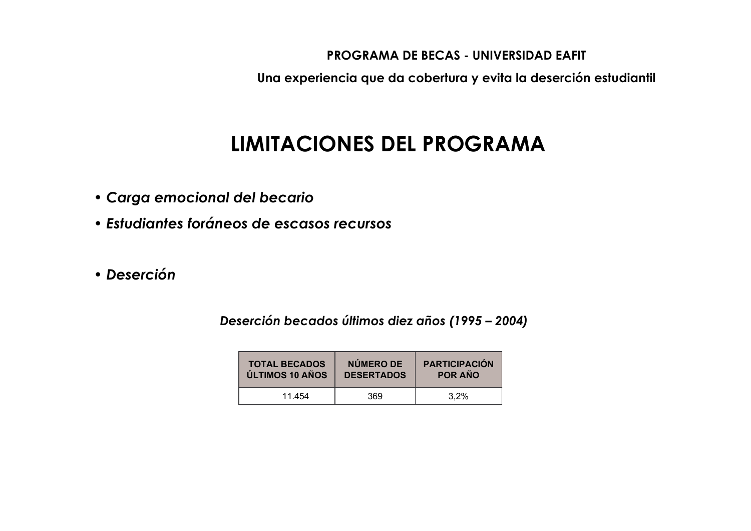# LIMITACIONES DEL PROGRAMA

- *Carga emocional del becario*
- *Estudiantes foráneos de escasos recursos*

- *Deserción*

***Deserción becados últimos diez años (1995 – 2004)***

| TOTAL BECADOS ÚLTIMOS 10 AÑOS | NÚMERO DE DESERTADOS | PARTICIPACIÓN POR AÑO |
|---|---|---|
| 11.454 | 369 | 3,2% |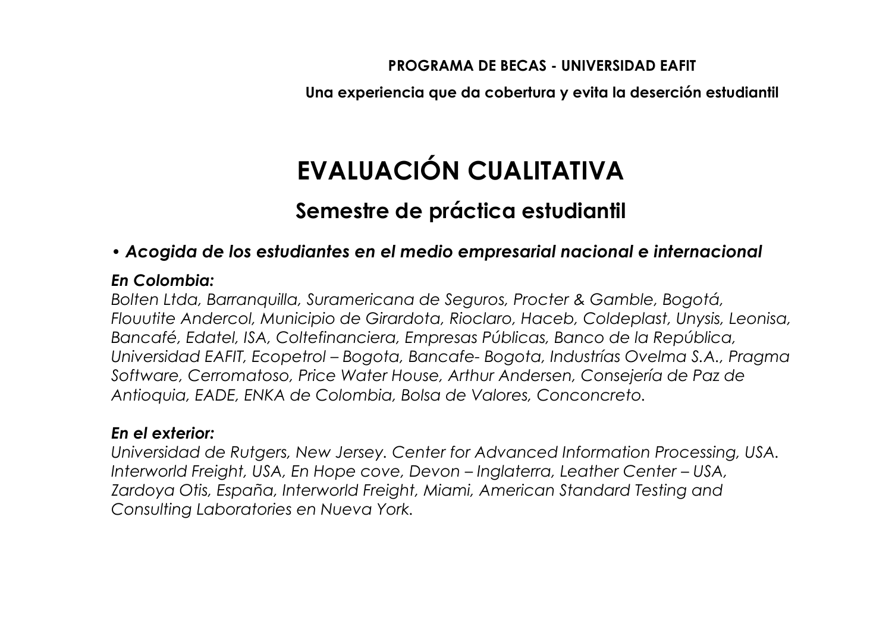**PROGRAMA DE BECAS - UNIVERSIDAD EAFIT**

**Una experiencia que da cobertura y evita la deserción estudiantil**

# EVALUACIÓN CUALITATIVA

## Semestre de práctica estudiantil

- ***Acogida de los estudiantes en el medio empresarial nacional e internacional***

***En Colombia:***

*Bolten Ltda, Barranquilla, Suramericana de Seguros, Procter & Gamble, Bogotá, Flouutite Andercol, Municipio de Girardota, Rioclaro, Haceb, Coldeplast, Unysis, Leonisa, Bancafé, Edatel, ISA, Coltefinanciera, Empresas Públicas, Banco de la República, Universidad EAFIT, Ecopetrol – Bogota, Bancafe- Bogota, Industrías Ovelma S.A., Pragma Software, Cerromatoso, Price Water House, Arthur Andersen, Consejería de Paz de Antioquia, EADE, ENKA de Colombia, Bolsa de Valores, Conconcreto.*

***En el exterior:***

*Universidad de Rutgers, New Jersey. Center for Advanced Information Processing, USA. Interworld Freight, USA, En Hope cove, Devon – Inglaterra, Leather Center – USA, Zardoya Otis, España, Interworld Freight, Miami, American Standard Testing and Consulting Laboratories en Nueva York.*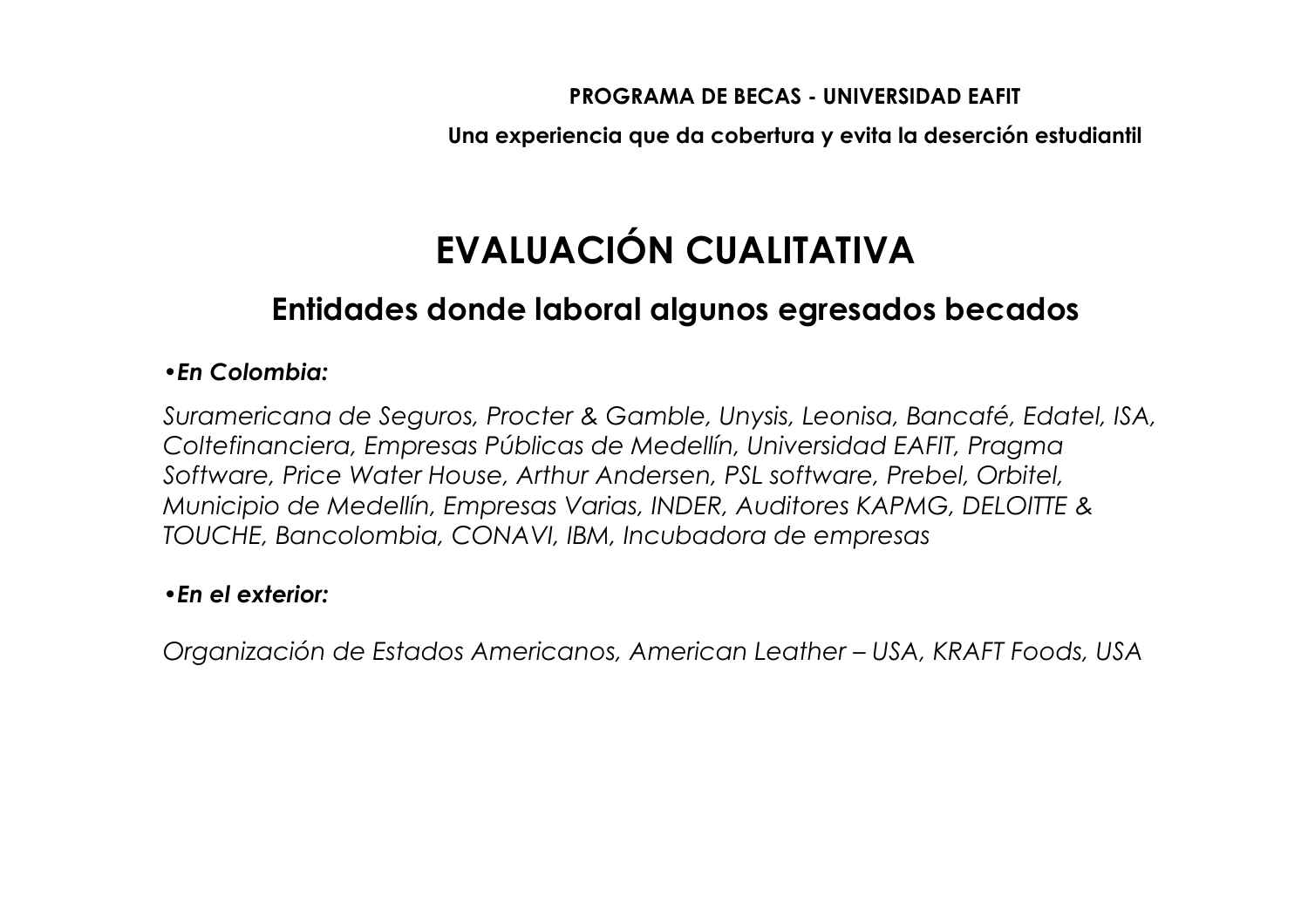**PROGRAMA DE BECAS - UNIVERSIDAD EAFIT**

**Una experiencia que da cobertura y evita la deserción estudiantil**

# EVALUACIÓN CUALITATIVA

## Entidades donde laboral algunos egresados becados

•***En Colombia:***

*Suramericana de Seguros, Procter & Gamble, Unysis, Leonisa, Bancafé, Edatel, ISA, Coltefinanciera, Empresas Públicas de Medellín, Universidad EAFIT, Pragma Software, Price Water House, Arthur Andersen, PSL software, Prebel, Orbitel, Municipio de Medellín, Empresas Varias, INDER, Auditores KAPMG, DELOITTE & TOUCHE, Bancolombia, CONAVI, IBM, Incubadora de empresas*

•***En el exterior:***

*Organización de Estados Americanos, American Leather – USA, KRAFT Foods, USA*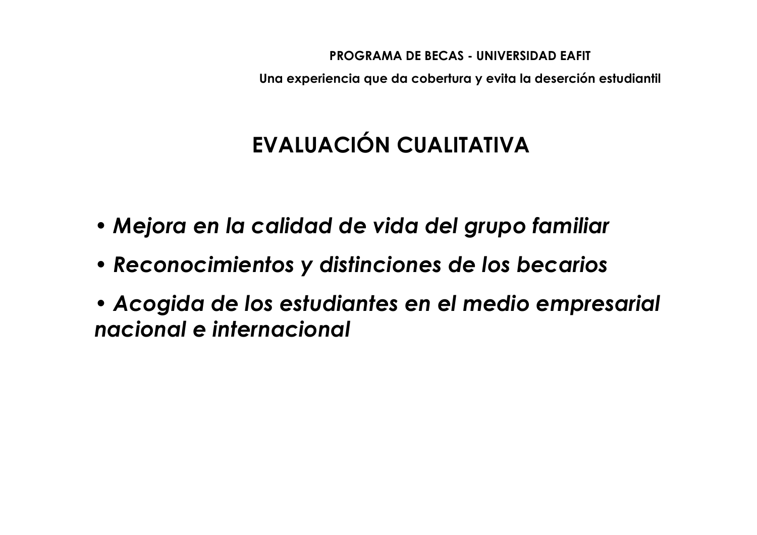# EVALUACIÓN CUALITATIVA

- *Mejora en la calidad de vida del grupo familiar*
- *Reconocimientos y distinciones de los becarios*
- *Acogida de los estudiantes en el medio empresarial nacional e internacional*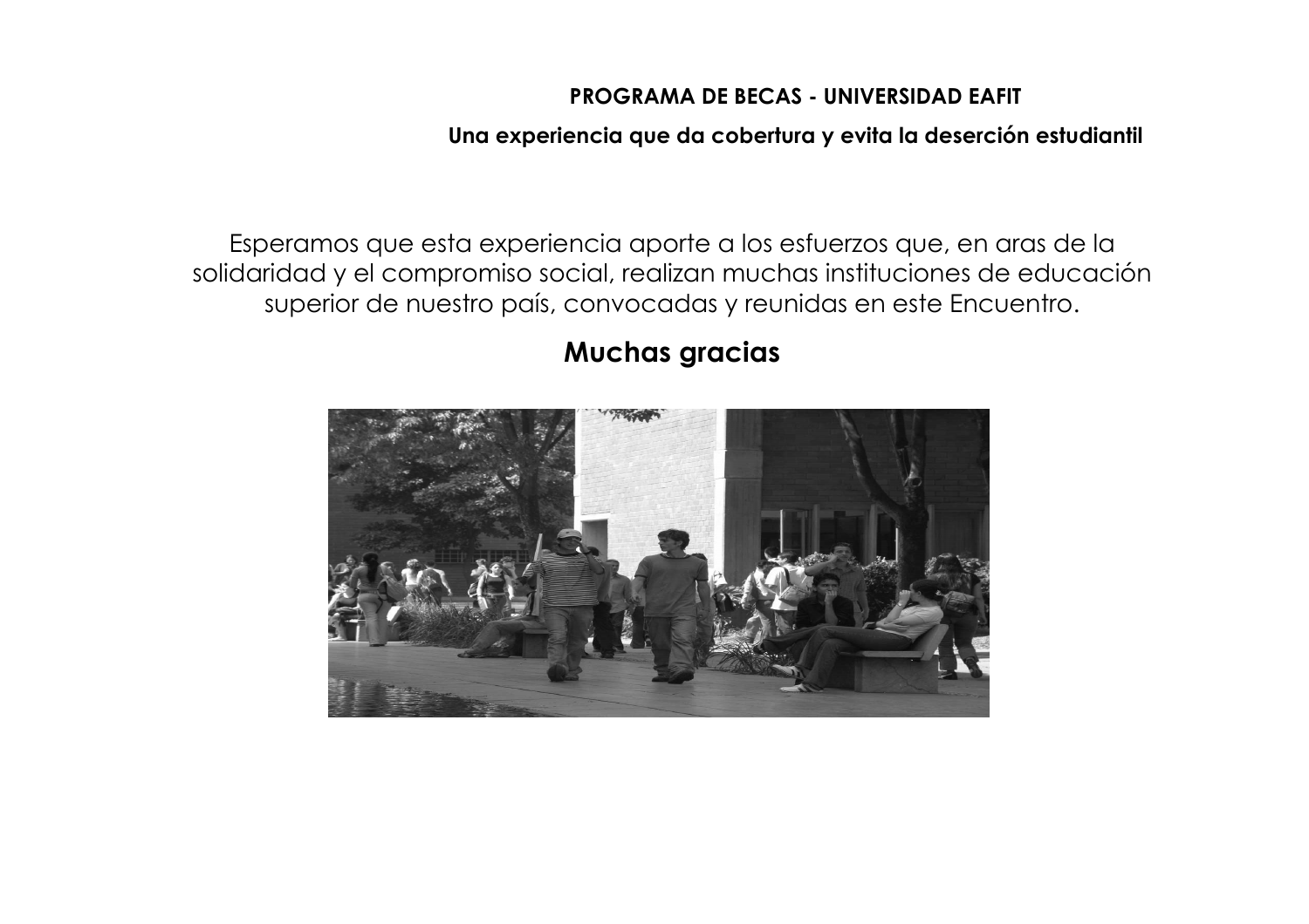**PROGRAMA DE BECAS - UNIVERSIDAD EAFIT**

**Una experiencia que da cobertura y evita la deserción estudiantil**

Esperamos que esta experiencia aporte a los esfuerzos que, en aras de la solidaridad y el compromiso social, realizan muchas instituciones de educación superior de nuestro país, convocadas y reunidas en este Encuentro.

## Muchas gracias